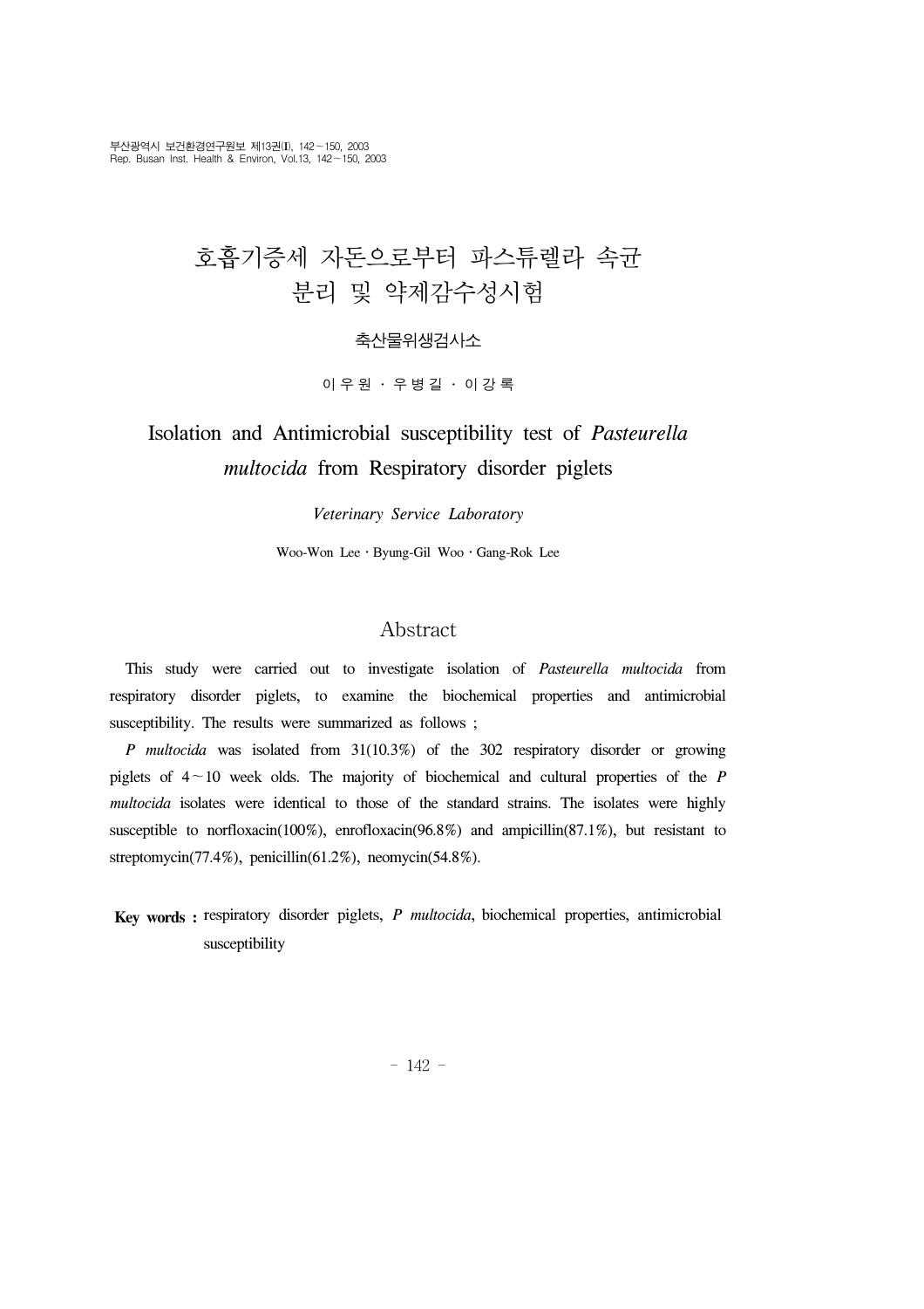# 호흡기증세 자돈으로부터 파스튜렐라 속균 분리 및 약제감수성시험

축산물위생검사소

이 우 원 · 우 병 길 · 이 강 록

# Isolation and Antimicrobial susceptibility test of *Pasteurella multocida* from Respiratory disorder piglets

*Veterinary Service Laboratory*

Woo-Won Lee · Byung-Gil Woo · Gang-Rok Lee

## Abstract

This study were carried out to investigate isolation of *Pasteurella multocida* from respiratory disorder piglets, to examine the biochemical properties and antimicrobial susceptibility. The results were summarized as follows ;

*P multocida* was isolated from 31(10.3%) of the 302 respiratory disorder or growing piglets of 4~10 week olds. The majority of biochemical and cultural properties of the *P multocida* isolates were identical to those of the standard strains. The isolates were highly susceptible to norfloxacin(100%), enrofloxacin(96.8%) and ampicillin(87.1%), but resistant to streptomycin(77.4%), penicillin(61.2%), neomycin(54.8%).

**Key words :** respiratory disorder piglets, *P multocida*, biochemical properties, antimicrobial susceptibility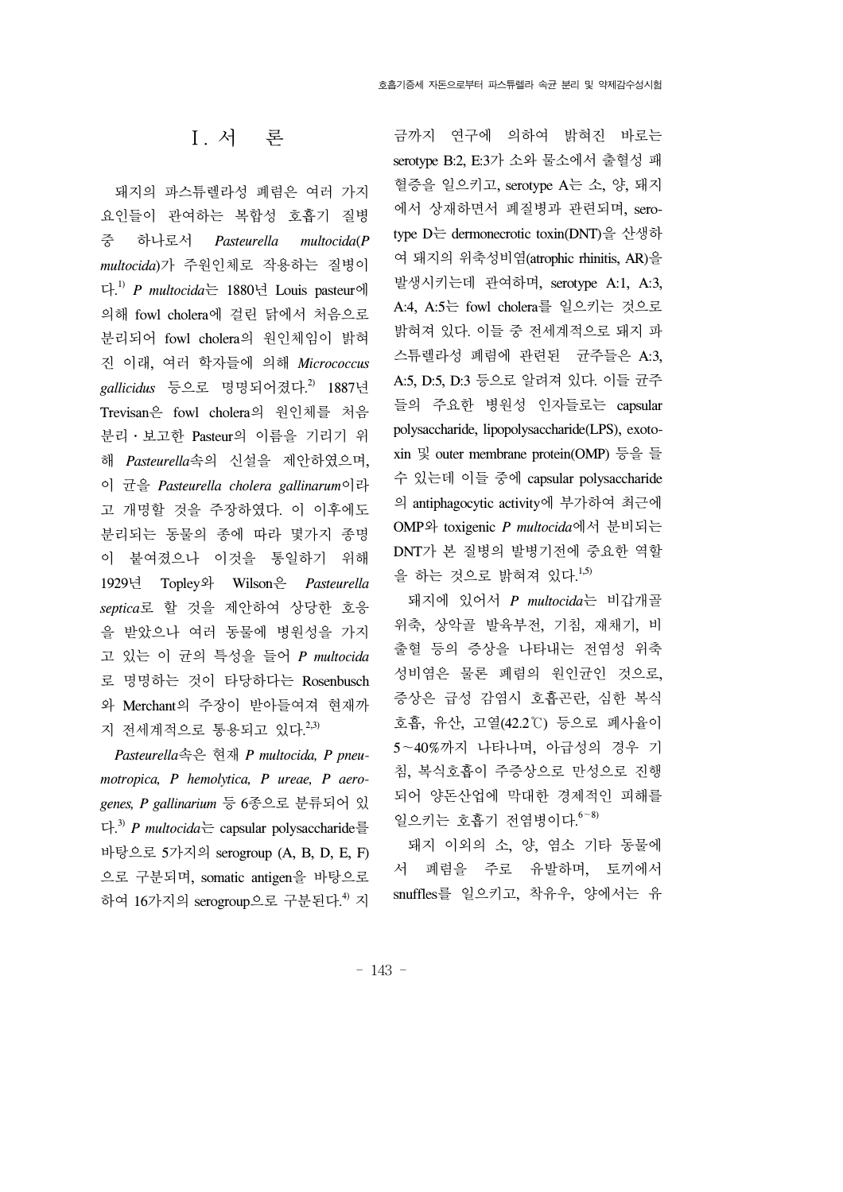# Ⅰ. 서 론

돼지의 파스튜렐라성 폐렴은 여러 가지 요인들이 관여하는 복합성 호흡기 질병 중 하나로서 *Pasteurella multocida*(*P multocida*)가 주원인체로 작용하는 질병이다.[1] *P multocida*는 1880년 Louis pasteur에 의해 fowl cholera에 걸린 닭에서 처음으로 분리되어 fowl cholera의 원인체임이 밝혀진 이래, 여러 학자들에 의해 *Micrococcus gallicidus* 등으로 명명되어졌다.[2] 1887년 Trevisan은 fowl cholera의 원인체를 처음 분리・보고한 Pasteur의 이름을 기리기 위해 *Pasteurella*속의 신설을 제안하였으며, 이 균을 *Pasteurella cholera gallinarum*이라고 개명할 것을 주장하였다. 이 이후에도 분리되는 동물의 종에 따라 몇가지 종명이 붙여졌으나 이것을 통일하기 위해 1929년 Topley와 Wilson은 *Pasteurella septica*로 할 것을 제안하여 상당한 호응을 받았으나 여러 동물에 병원성을 가지고 있는 이 균의 특성을 들어 *P multocida*로 명명하는 것이 타당하다는 Rosenbusch와 Merchant의 주장이 받아들여져 현재까지 전세계적으로 통용되고 있다.[2,3)]

*Pasteurella*속은 현재 *P multocida, P pneumotropica, P hemolytica, P ureae, P aerogenes, P gallinarium* 등 6종으로 분류되어 있다.[3] *P multocida*는 capsular polysaccharide를 바탕으로 5가지의 serogroup (A, B, D, E, F)으로 구분되며, somatic antigen을 바탕으로 하여 16가지의 serogroup으로 구분된다.[4] 지금까지 연구에 의하여 밝혀진 바로는 serotype B:2, E:3가 소와 물소에서 출혈성 패혈증을 일으키고, serotype A는 소, 양, 돼지에서 상재하면서 폐질병과 관련되며, serotype D는 dermonecrotic toxin(DNT)을 산생하여 돼지의 위축성비염(atrophic rhinitis, AR)을 발생시키는데 관여하며, serotype A:1, A:3, A:4, A:5는 fowl cholera를 일으키는 것으로 밝혀져 있다. 이들 중 전세계적으로 돼지 파스튜렐라성 폐렴에 관련된 균주들은 A:3, A:5, D:5, D:3 등으로 알려져 있다. 이들 균주들의 주요한 병원성 인자들로는 capsular polysaccharide, lipopolysaccharide(LPS), exotoxin 및 outer membrane protein(OMP) 등을 들 수 있는데 이들 중에 capsular polysaccharide의 antiphagocytic activity에 부가하여 최근에 OMP와 toxigenic *P multocida*에서 분비되는 DNT가 본 질병의 발병기전에 중요한 역할을 하는 것으로 밝혀져 있다.[1,5)]

돼지에 있어서 *P multocida*는 비갑개골 위축, 상악골 발육부전, 기침, 재채기, 비출혈 등의 증상을 나타내는 전염성 위축성비염은 물론 폐렴의 원인균인 것으로, 증상은 급성 감염시 호흡곤란, 심한 복식호흡, 유산, 고열(42.2℃) 등으로 폐사율이 5~40%까지 나타나며, 아급성의 경우 기침, 복식호흡이 주증상으로 만성으로 진행되어 양돈산업에 막대한 경제적인 피해를 일으키는 호흡기 전염병이다.[6~8)]

돼지 이외의 소, 양, 염소 기타 동물에서 폐렴을 주로 유발하며, 토끼에서 snuffles를 일으키고, 착유우, 양에서는 유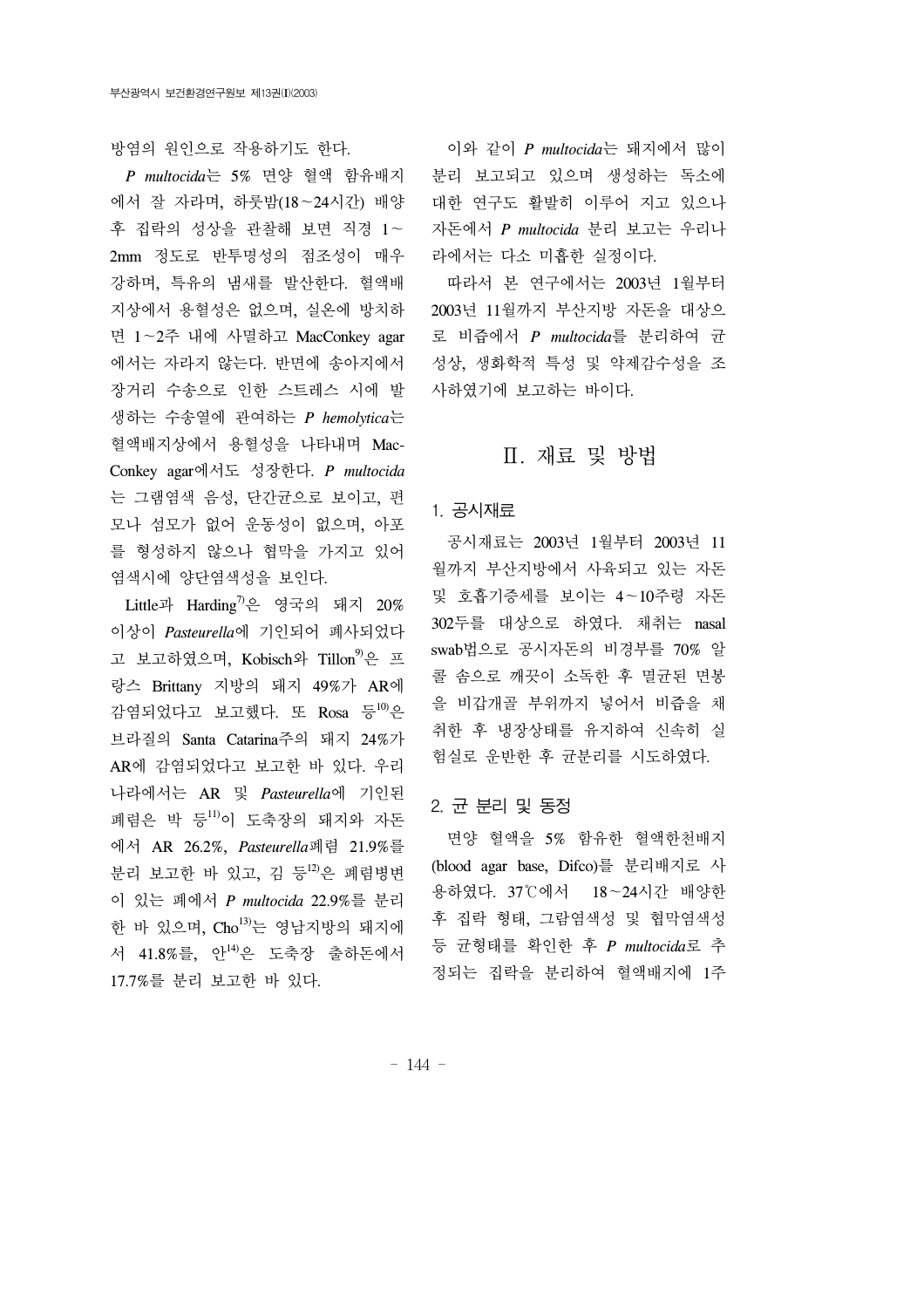방염의 원인으로 작용하기도 한다.

*P multocida*는 5% 면양 혈액 함유배지에서 잘 자라며, 하룻밤(18~24시간) 배양 후 집락의 성상을 관찰해 보면 직경 1~2mm 정도로 반투명성의 점조성이 매우 강하며, 특유의 냄새를 발산한다. 혈액배지상에서 용혈성은 없으며, 실온에 방치하면 1~2주 내에 사멸하고 MacConkey agar에서는 자라지 않는다. 반면에 송아지에서 장거리 수송으로 인한 스트레스 시에 발생하는 수송열에 관여하는 *P hemolytica*는 혈액배지상에서 용혈성을 나타내며 MacConkey agar에서도 성장한다. *P multocida*는 그램염색 음성, 단간균으로 보이고, 편모나 섬모가 없어 운동성이 없으며, 아포를 형성하지 않으나 협막을 가지고 있어 염색시에 양단염색성을 보인다.

Little과 Harding[7]은 영국의 돼지 20% 이상이 *Pasteurella*에 기인되어 폐사되었다고 보고하였으며, Kobisch와 Tillon[9]은 프랑스 Brittany 지방의 돼지 49%가 AR에 감염되었다고 보고했다. 또 Rosa 등[10]은 브라질의 Santa Catarina주의 돼지 24%가 AR에 감염되었다고 보고한 바 있다. 우리나라에서는 AR 및 *Pasteurella*에 기인된 폐렴은 박 등[11]이 도축장의 돼지와 자돈에서 AR 26.2%, *Pasteurella*폐렴 21.9%를 분리 보고한 바 있고, 김 등[12]은 폐렴병변이 있는 폐에서 *P multocida* 22.9%를 분리한 바 있으며, Cho[13]는 영남지방의 돼지에서 41.8%를, 안[14]은 도축장 출하돈에서 17.7%를 분리 보고한 바 있다.

이와 같이 *P multocida*는 돼지에서 많이 분리 보고되고 있으며 생성하는 독소에 대한 연구도 활발히 이루어 지고 있으나 자돈에서 *P multocida* 분리 보고는 우리나라에서는 다소 미흡한 실정이다.

따라서 본 연구에서는 2003년 1월부터 2003년 11월까지 부산지방 자돈을 대상으로 비즙에서 *P multocida*를 분리하여 균성상, 생화학적 특성 및 약제감수성을 조사하였기에 보고하는 바이다.

## Ⅱ. 재료 및 방법

### 1. 공시재료

공시재료는 2003년 1월부터 2003년 11월까지 부산지방에서 사육되고 있는 자돈 및 호흡기증세를 보이는 4~10주령 자돈 302두를 대상으로 하였다. 채취는 nasal swab법으로 공시자돈의 비경부를 70% 알콜 솜으로 깨끗이 소독한 후 멸균된 면봉을 비갑개골 부위까지 넣어서 비즙을 채취한 후 냉장상태를 유지하여 신속히 실험실로 운반한 후 균분리를 시도하였다.

### 2. 균 분리 및 동정

면양 혈액을 5% 함유한 혈액한천배지(blood agar base, Difco)를 분리배지로 사용하였다. 37℃에서 18~24시간 배양한 후 집락 형태, 그람염색성 및 협막염색성 등 균형태를 확인한 후 *P multocida*로 추정되는 집락을 분리하여 혈액배지에 1주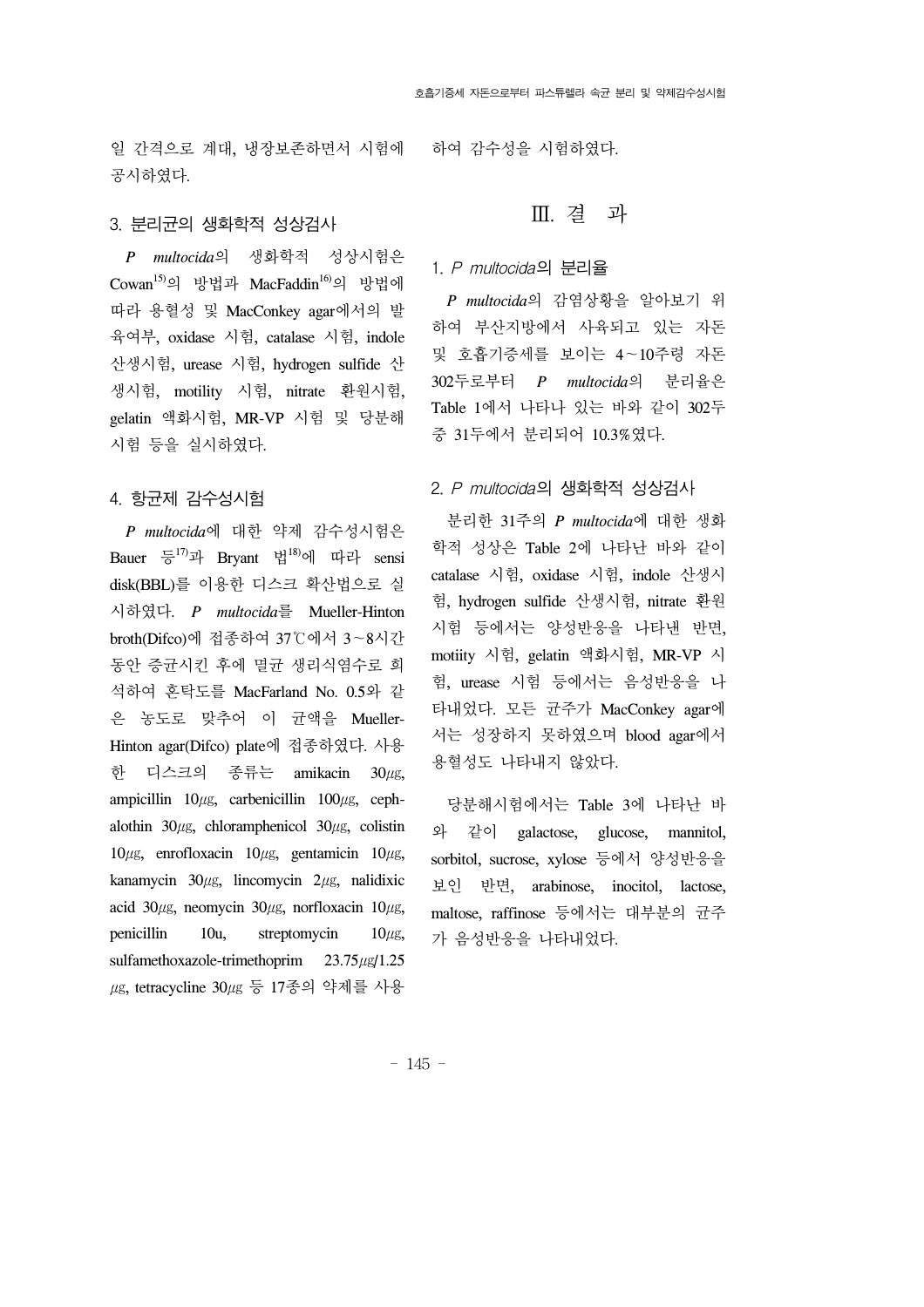일 간격으로 계대, 냉장보존하면서 시험에 공시하였다.

### 3. 분리균의 생화학적 성상검사

*P multocida*의 생화학적 성상시험은 Cowan[15]의 방법과 MacFaddin[16]의 방법에 따라 용혈성 및 MacConkey agar에서의 발육여부, oxidase 시험, catalase 시험, indole 산생시험, urease 시험, hydrogen sulfide 산생시험, motility 시험, nitrate 환원시험, gelatin 액화시험, MR-VP 시험 및 당분해 시험 등을 실시하였다.

### 4. 항균제 감수성시험

*P multocida*에 대한 약제 감수성시험은 Bauer 등[17]과 Bryant 법[18]에 따라 sensi disk(BBL)를 이용한 디스크 확산법으로 실시하였다. *P multocida*를 Mueller-Hinton broth(Difco)에 접종하여 37℃에서 3~8시간 동안 증균시킨 후에 멸균 생리식염수로 희석하여 혼탁도를 MacFarland No. 0.5와 같은 농도로 맞추어 이 균액을 Mueller-Hinton agar(Difco) plate에 접종하였다. 사용한 디스크의 종류는 amikacin 30μg, ampicillin 10μg, carbenicillin 100μg, cephalothin 30μg, chloramphenicol 30μg, colistin 10μg, enrofloxacin 10μg, gentamicin 10μg, kanamycin 30μg, lincomycin 2μg, nalidixic acid 30μg, neomycin 30μg, norfloxacin 10μg, penicillin 10u, streptomycin 10μg, sulfamethoxazole-trimethoprim 23.75μg/1.25μg, tetracycline 30μg 등 17종의 약제를 사용하여 감수성을 시험하였다.

## III. 결 과

### 1. *P multocida*의 분리율

*P multocida*의 감염상황을 알아보기 위하여 부산지방에서 사육되고 있는 자돈 및 호흡기증세를 보이는 4~10주령 자돈 302두로부터 *P multocida*의 분리율은 Table 1에서 나타나 있는 바와 같이 302두 중 31두에서 분리되어 10.3%였다.

### 2. *P multocida*의 생화학적 성상검사

분리한 31주의 *P multocida*에 대한 생화학적 성상은 Table 2에 나타난 바와 같이 catalase 시험, oxidase 시험, indole 산생시험, hydrogen sulfide 산생시험, nitrate 환원시험 등에서는 양성반응을 나타낸 반면, motiity 시험, gelatin 액화시험, MR-VP 시험, urease 시험 등에서는 음성반응을 나타내었다. 모든 균주가 MacConkey agar에서는 성장하지 못하였으며 blood agar에서 용혈성도 나타내지 않았다.

당분해시험에서는 Table 3에 나타난 바와 같이 galactose, glucose, mannitol, sorbitol, sucrose, xylose 등에서 양성반응을 보인 반면, arabinose, inocitol, lactose, maltose, raffinose 등에서는 대부분의 균주가 음성반응을 나타내었다.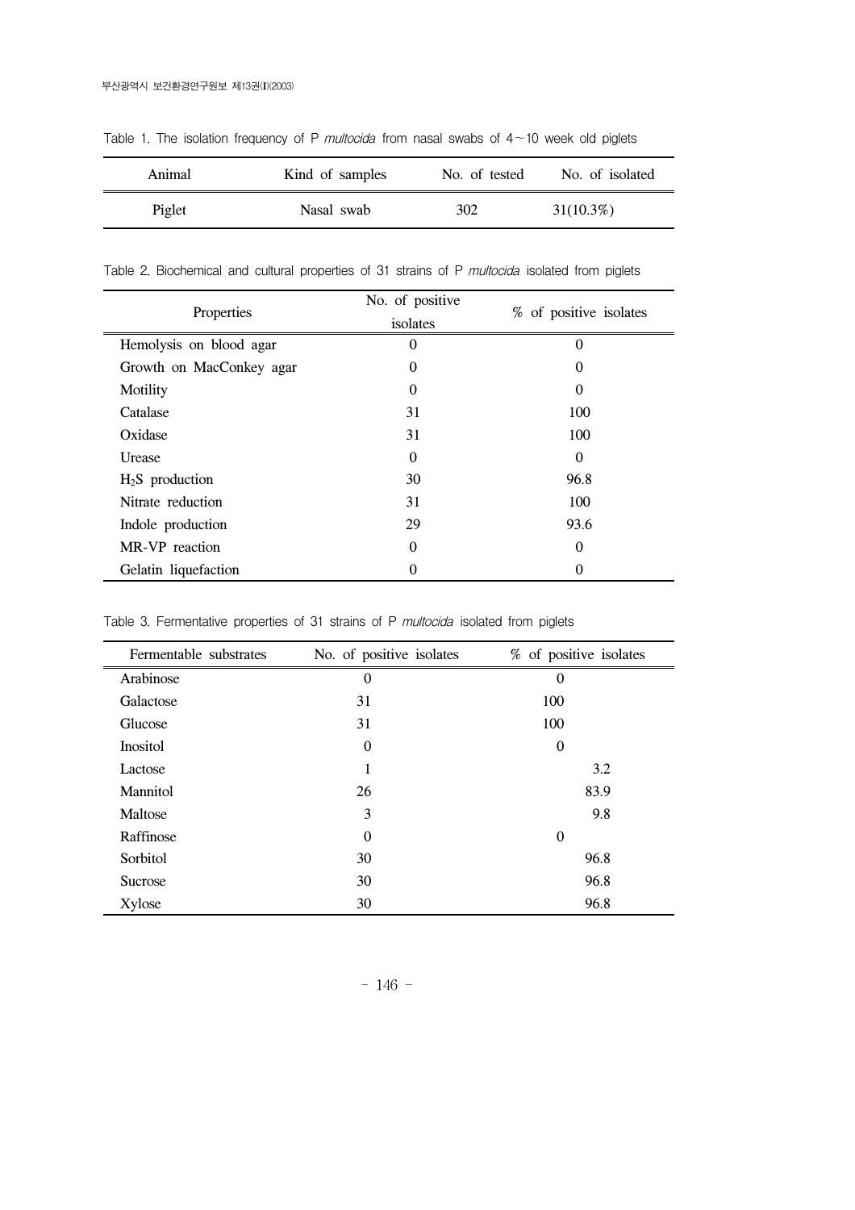Table 1. The isolation frequency of P *multocida* from nasal swabs of 4～10 week old piglets

| Animal | Kind of samples | No. of tested | No. of isolated |
|---|---|---|---|
| Piglet | Nasal swab | 302 | 31(10.3%) |

Table 2. Biochemical and cultural properties of 31 strains of P *multocida* isolated from piglets

| Properties | No. of positive isolates | % of positive isolates |
|---|---|---|
| Hemolysis on blood agar | 0 | 0 |
| Growth on MacConkey agar | 0 | 0 |
| Motility | 0 | 0 |
| Catalase | 31 | 100 |
| Oxidase | 31 | 100 |
| Urease | 0 | 0 |
| $H_2S$ production | 30 | 96.8 |
| Nitrate reduction | 31 | 100 |
| Indole production | 29 | 93.6 |
| MR-VP reaction | 0 | 0 |
| Gelatin liquefaction | 0 | 0 |

Table 3. Fermentative properties of 31 strains of P *multocida* isolated from piglets

| Fermentable substrates | No. of positive isolates | % of positive isolates |
|---|---|---|
| Arabinose | 0 | 0 |
| Galactose | 31 | 100 |
| Glucose | 31 | 100 |
| Inositol | 0 | 0 |
| Lactose | 1 | 3.2 |
| Mannitol | 26 | 83.9 |
| Maltose | 3 | 9.8 |
| Raffinose | 0 | 0 |
| Sorbitol | 30 | 96.8 |
| Sucrose | 30 | 96.8 |
| Xylose | 30 | 96.8 |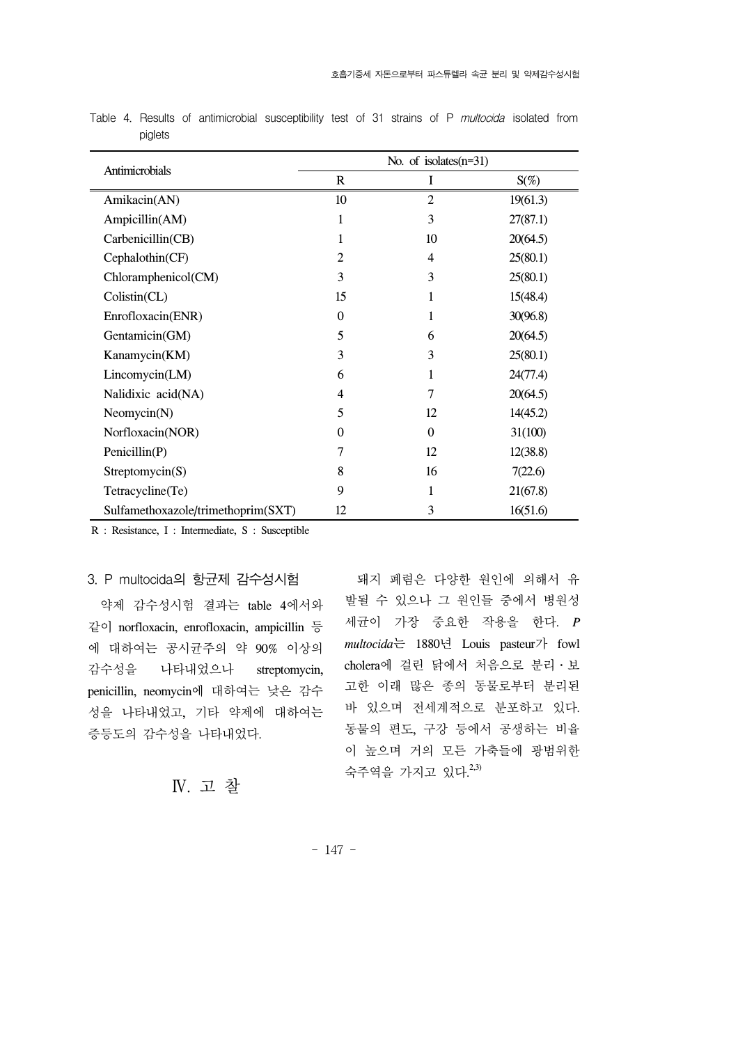Table 4. Results of antimicrobial susceptibility test of 31 strains of P *multocida* isolated from piglets

| Antimicrobials | No. of isolates(n=31) | | |
|---|---|---|---|
| | R | I | S(%) |
| Amikacin(AN) | 10 | 2 | 19(61.3) |
| Ampicillin(AM) | 1 | 3 | 27(87.1) |
| Carbenicillin(CB) | 1 | 10 | 20(64.5) |
| Cephalothin(CF) | 2 | 4 | 25(80.1) |
| Chloramphenicol(CM) | 3 | 3 | 25(80.1) |
| Colistin(CL) | 15 | 1 | 15(48.4) |
| Enrofloxacin(ENR) | 0 | 1 | 30(96.8) |
| Gentamicin(GM) | 5 | 6 | 20(64.5) |
| Kanamycin(KM) | 3 | 3 | 25(80.1) |
| Lincomycin(LM) | 6 | 1 | 24(77.4) |
| Nalidixic acid(NA) | 4 | 7 | 20(64.5) |
| Neomycin(N) | 5 | 12 | 14(45.2) |
| Norfloxacin(NOR) | 0 | 0 | 31(100) |
| Penicillin(P) | 7 | 12 | 12(38.8) |
| Streptomycin(S) | 8 | 16 | 7(22.6) |
| Tetracycline(Te) | 9 | 1 | 21(67.8) |
| Sulfamethoxazole/trimethoprim(SXT) | 12 | 3 | 16(51.6) |

R : Resistance, I : Intermediate, S : Susceptible

### 3. P multocida의 항균제 감수성시험

약제 감수성시험 결과는 table 4에서와 같이 norfloxacin, enrofloxacin, ampicillin 등에 대하여는 공시균주의 약 90% 이상의 감수성을 나타내었으나 streptomycin, penicillin, neomycin에 대하여는 낮은 감수성을 나타내었고, 기타 약제에 대하여는 중등도의 감수성을 나타내었다.

## Ⅳ. 고 찰

돼지 폐렴은 다양한 원인에 의해서 유발될 수 있으나 그 원인들 중에서 병원성 세균이 가장 중요한 작용을 한다. *P multocida*는 1880년 Louis pasteur가 fowl cholera에 걸린 닭에서 처음으로 분리・보고한 이래 많은 종의 동물로부터 분리된 바 있으며 전세계적으로 분포하고 있다. 동물의 편도, 구강 등에서 공생하는 비율이 높으며 거의 모든 가축들에 광범위한 숙주역을 가지고 있다.[2,3]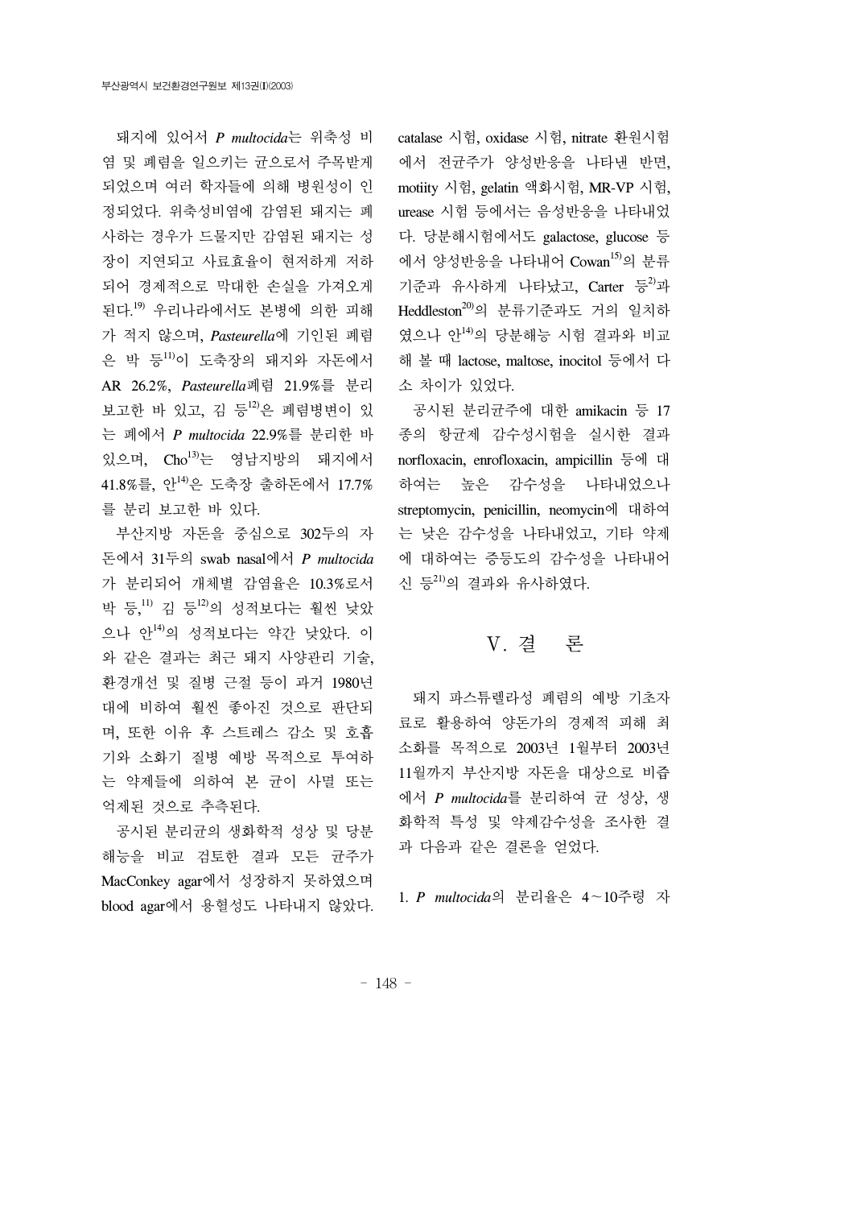돼지에 있어서 *P multocida*는 위축성 비염 및 폐렴을 일으키는 균으로서 주목받게 되었으며 여러 학자들에 의해 병원성이 인정되었다. 위축성비염에 감염된 돼지는 폐사하는 경우가 드물지만 감염된 돼지는 성장이 지연되고 사료효율이 현저하게 저하되어 경제적으로 막대한 손실을 가져오게 된다.[19] 우리나라에서도 본병에 의한 피해가 적지 않으며, *Pasteurella*에 기인된 폐렴은 박 등[11]이 도축장의 돼지와 자돈에서 AR 26.2%, *Pasteurella*폐렴 21.9%를 분리 보고한 바 있고, 김 등[12]은 폐렴병변이 있는 폐에서 *P multocida* 22.9%를 분리한 바 있으며, Cho[13]는 영남지방의 돼지에서 41.8%를, 안[14]은 도축장 출하돈에서 17.7%를 분리 보고한 바 있다.

부산지방 자돈을 중심으로 302두의 자돈에서 31두의 swab nasal에서 *P multocida*가 분리되어 개체별 감염율은 10.3%로서 박 등,[11] 김 등[12]의 성적보다는 훨씬 낮았으나 안[14]의 성적보다는 약간 낮았다. 이와 같은 결과는 최근 돼지 사양관리 기술, 환경개선 및 질병 근절 등이 과거 1980년대에 비하여 훨씬 좋아진 것으로 판단되며, 또한 이유 후 스트레스 감소 및 호흡기와 소화기 질병 예방 목적으로 투여하는 약제들에 의하여 본 균이 사멸 또는 억제된 것으로 추측된다.

공시된 분리균의 생화학적 성상 및 당분해능을 비교 검토한 결과 모든 균주가 MacConkey agar에서 성장하지 못하였으며 blood agar에서 용혈성도 나타내지 않았다. catalase 시험, oxidase 시험, nitrate 환원시험에서 전균주가 양성반응을 나타낸 반면, motiity 시험, gelatin 액화시험, MR-VP 시험, urease 시험 등에서는 음성반응을 나타내었다. 당분해시험에서도 galactose, glucose 등에서 양성반응을 나타내어 Cowan[15]의 분류기준과 유사하게 나타났고, Carter 등[2]과 Heddleston[20]의 분류기준과도 거의 일치하였으나 안[14]의 당분해능 시험 결과와 비교해 볼 때 lactose, maltose, inocitol 등에서 다소 차이가 있었다.

공시된 분리균주에 대한 amikacin 등 17종의 항균제 감수성시험을 실시한 결과 norfloxacin, enrofloxacin, ampicillin 등에 대하여는 높은 감수성을 나타내었으나 streptomycin, penicillin, neomycin에 대하여는 낮은 감수성을 나타내었고, 기타 약제에 대하여는 중등도의 감수성을 나타내어 신 등[21]의 결과와 유사하였다.

## V. 결 론

돼지 파스튜렐라성 폐렴의 예방 기초자료로 활용하여 양돈가의 경제적 피해 최소화를 목적으로 2003년 1월부터 2003년 11월까지 부산지방 자돈을 대상으로 비즙에서 *P multocida*를 분리하여 균 성상, 생화학적 특성 및 약제감수성을 조사한 결과 다음과 같은 결론을 얻었다.

1. *P multocida*의 분리율은 4~10주령 자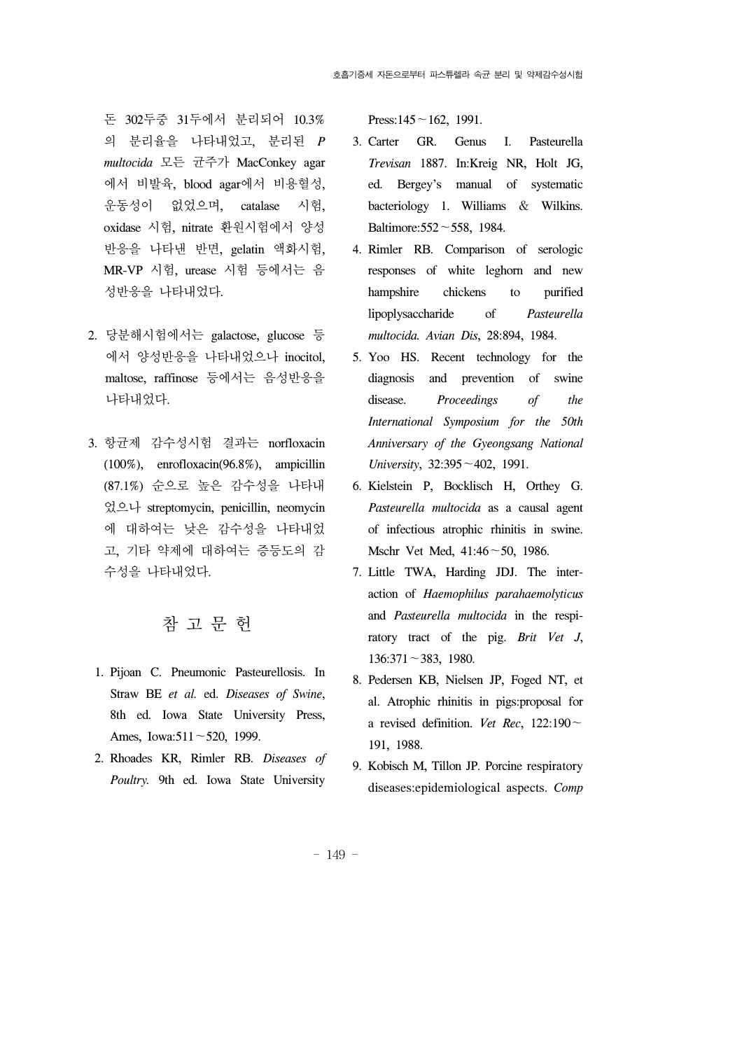돈 302두중 31두에서 분리되어 10.3%의 분리율을 나타내었고, 분리된 *P multocida* 모든 균주가 MacConkey agar에서 비발육, blood agar에서 비용혈성, 운동성이 없었으며, catalase 시험, oxidase 시험, nitrate 환원시험에서 양성반응을 나타낸 반면, gelatin 액화시험, MR-VP 시험, urease 시험 등에서는 음성반응을 나타내었다.

2. 당분해시험에서는 galactose, glucose 등에서 양성반응을 나타내었으나 inocitol, maltose, raffinose 등에서는 음성반응을 나타내었다.

3. 항균제 감수성시험 결과는 norfloxacin (100%), enrofloxacin(96.8%), ampicillin (87.1%) 순으로 높은 감수성을 나타내었으나 streptomycin, penicillin, neomycin에 대하여는 낮은 감수성을 나타내었고, 기타 약제에 대하여는 중등도의 감수성을 나타내었다.

## 참 고 문 헌

1. Pijoan C. Pneumonic Pasteurellosis. In Straw BE *et al.* ed. *Diseases of Swine*, 8th ed. Iowa State University Press, Ames, Iowa:511～520, 1999.
2. Rhoades KR, Rimler RB. *Diseases of Poultry.* 9th ed. Iowa State University Press:145～162, 1991.
3. Carter GR. Genus I. Pasteurella *Trevisan* 1887. In:Kreig NR, Holt JG, ed. Bergey's manual of systematic bacteriology 1. Williams & Wilkins. Baltimore:552～558, 1984.
4. Rimler RB. Comparison of serologic responses of white leghorn and new hampshire chickens to purified lipoplysaccharide of *Pasteurella multocida. Avian Dis*, 28:894, 1984.
5. Yoo HS. Recent technology for the diagnosis and prevention of swine disease. *Proceedings of the International Symposium for the 50th Anniversary of the Gyeongsang National University*, 32:395～402, 1991.
6. Kielstein P, Bocklisch H, Orthey G. *Pasteurella multocida* as a causal agent of infectious atrophic rhinitis in swine. Mschr Vet Med, 41:46～50, 1986.
7. Little TWA, Harding JDJ. The interaction of *Haemophilus parahaemolyticus* and *Pasteurella multocida* in the respiratory tract of the pig. *Brit Vet J*, 136:371～383, 1980.
8. Pedersen KB, Nielsen JP, Foged NT, et al. Atrophic rhinitis in pigs:proposal for a revised definition. *Vet Rec*, 122:190～191, 1988.
9. Kobisch M, Tillon JP. Porcine respiratory diseases:epidemiological aspects. *Comp*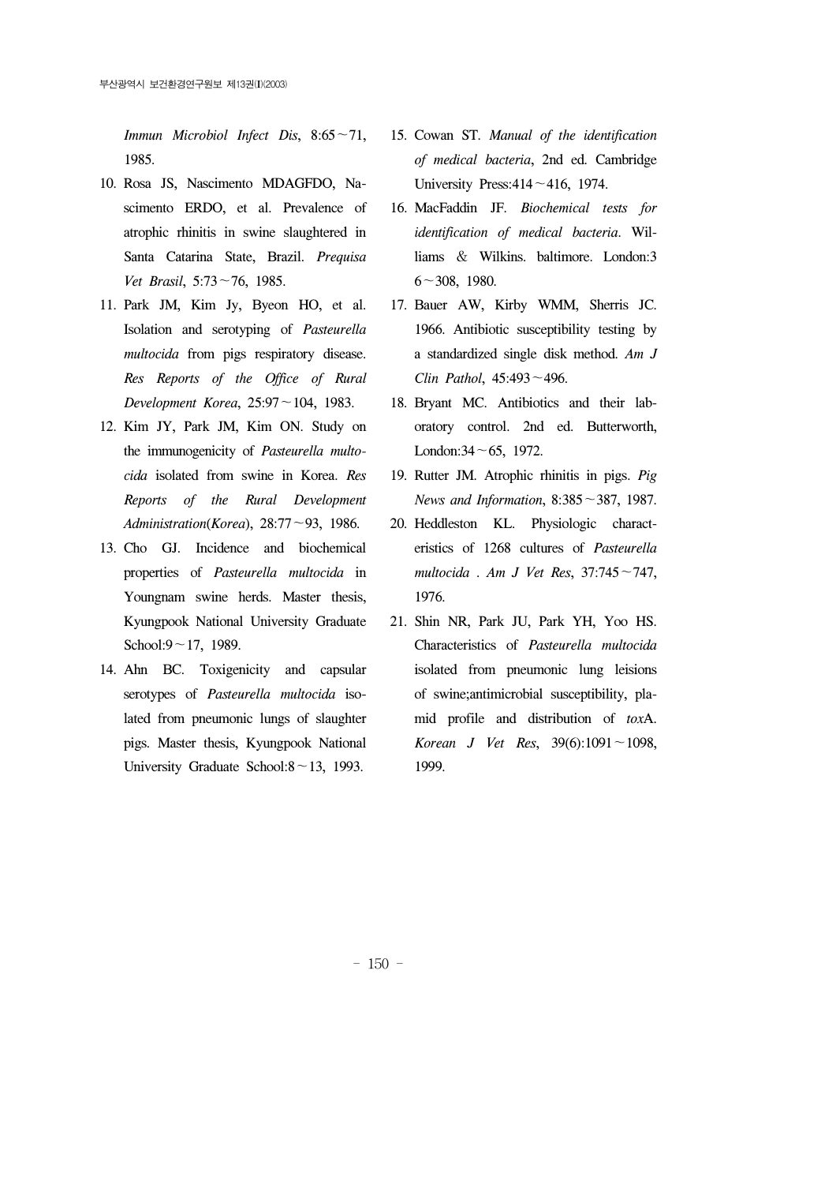*Immun Microbiol Infect Dis*, 8:65～71, 1985.

10. Rosa JS, Nascimento MDAGFDO, Nascimento ERDO, et al. Prevalence of atrophic rhinitis in swine slaughtered in Santa Catarina State, Brazil. *Prequisa Vet Brasil*, 5:73～76, 1985.
11. Park JM, Kim Jy, Byeon HO, et al. Isolation and serotyping of *Pasteurella multocida* from pigs respiratory disease. *Res Reports of the Office of Rural Development Korea*, 25:97～104, 1983.
12. Kim JY, Park JM, Kim ON. Study on the immunogenicity of *Pasteurella multocida* isolated from swine in Korea. *Res Reports of the Rural Development Administration*(*Korea*), 28:77～93, 1986.
13. Cho GJ. Incidence and biochemical properties of *Pasteurella multocida* in Youngnam swine herds. Master thesis, Kyungpook National University Graduate School:9～17, 1989.
14. Ahn BC. Toxigenicity and capsular serotypes of *Pasteurella multocida* isolated from pneumonic lungs of slaughter pigs. Master thesis, Kyungpook National University Graduate School:8～13, 1993.
15. Cowan ST. *Manual of the identification of medical bacteria*, 2nd ed. Cambridge University Press:414～416, 1974.
16. MacFaddin JF. *Biochemical tests for identification of medical bacteria*. Williams & Wilkins. baltimore. London:36～308, 1980.
17. Bauer AW, Kirby WMM, Sherris JC. 1966. Antibiotic susceptibility testing by a standardized single disk method. *Am J Clin Pathol*, 45:493～496.
18. Bryant MC. Antibiotics and their laboratory control. 2nd ed. Butterworth, London:34～65, 1972.
19. Rutter JM. Atrophic rhinitis in pigs. *Pig News and Information*, 8:385～387, 1987.
20. Heddleston KL. Physiologic characteristics of 1268 cultures of *Pasteurella multocida* . *Am J Vet Res*, 37:745～747, 1976.
21. Shin NR, Park JU, Park YH, Yoo HS. Characteristics of *Pasteurella multocida* isolated from pneumonic lung leisions of swine;antimicrobial susceptibility, plamid profile and distribution of *tox*A. *Korean J Vet Res*, 39(6):1091～1098, 1999.